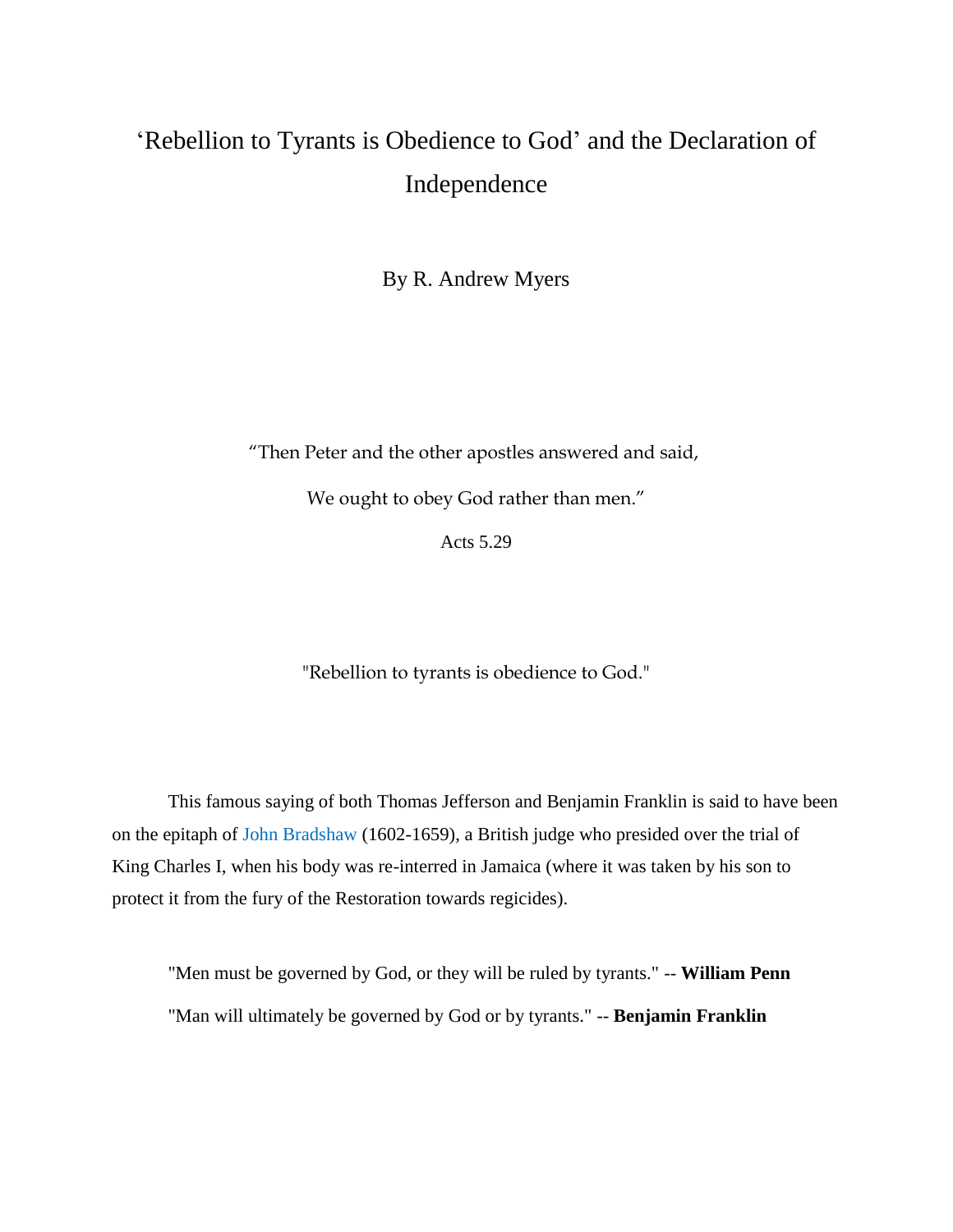# 'Rebellion to Tyrants is Obedience to God' and the Declaration of Independence

By R. Andrew Myers

"Then Peter and the other apostles answered and said,

We ought to obey God rather than men."

Acts 5.29

"Rebellion to tyrants is obedience to God."

This famous saying of both Thomas Jefferson and Benjamin Franklin is said to have been on the epitaph of John Bradshaw (1602-1659), a British judge who presided over the trial of King Charles I, when his body was re-interred in Jamaica (where it was taken by his son to protect it from the fury of the Restoration towards regicides).

"Men must be governed by God, or they will be ruled by tyrants." -- **William Penn**

"Man will ultimately be governed by God or by tyrants." -- **Benjamin Franklin**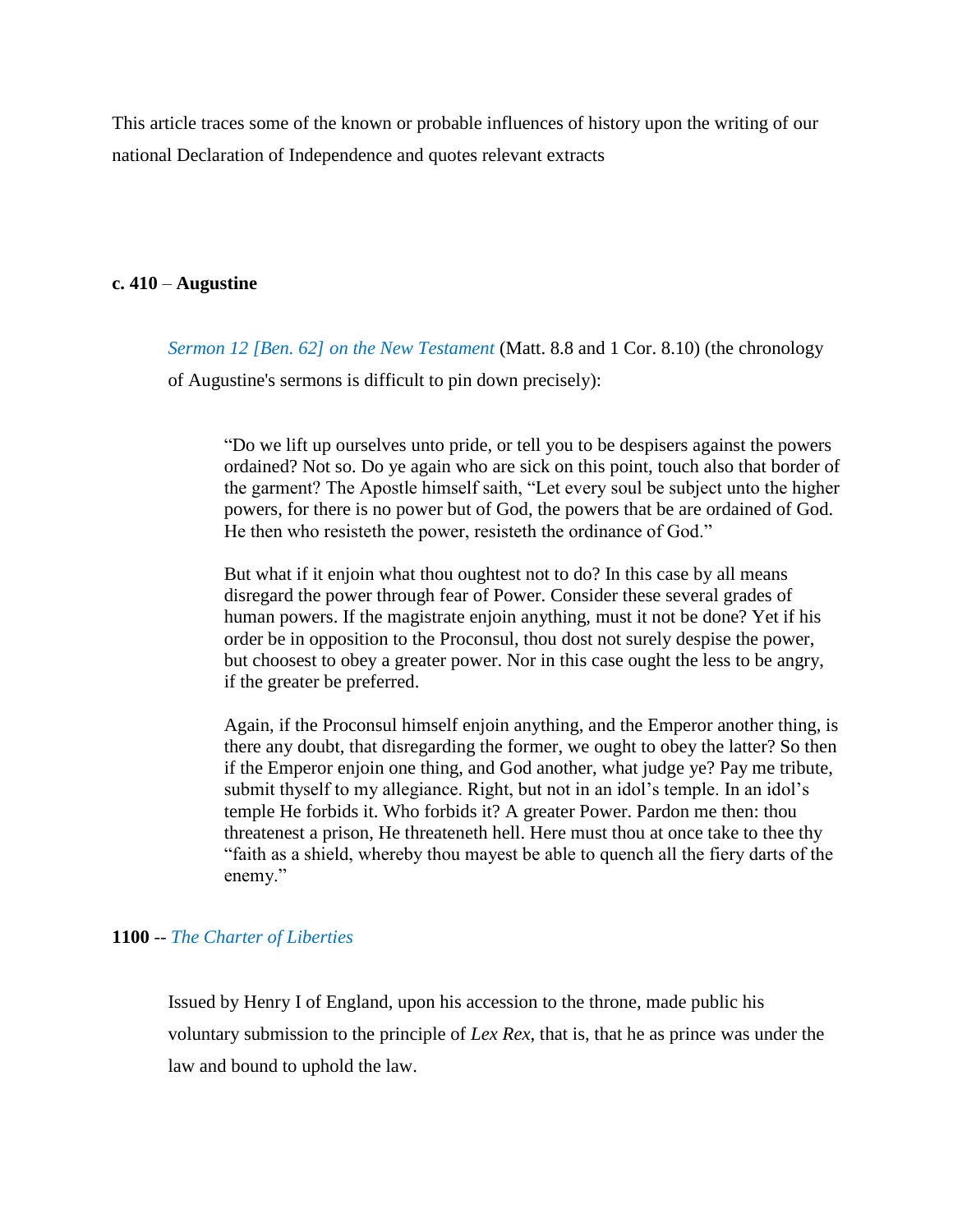This article traces some of the known or probable influences of history upon the writing of our national Declaration of Independence and quotes relevant extracts

**c. 410** – **Augustine**

*Sermon 12 [Ben. 62] on the New Testament* (Matt. 8.8 and 1 Cor. 8.10) (the chronology of Augustine's sermons is difficult to pin down precisely):

> "Do we lift up ourselves unto pride, or tell you to be despisers against the powers ordained? Not so. Do ye again who are sick on this point, touch also that border of the garment? The Apostle himself saith, "Let every soul be subject unto the higher powers, for there is no power but of God, the powers that be are ordained of God. He then who resisteth the power, resisteth the ordinance of God."
>
> But what if it enjoin what thou oughtest not to do? In this case by all means disregard the power through fear of Power. Consider these several grades of human powers. If the magistrate enjoin anything, must it not be done? Yet if his order be in opposition to the Proconsul, thou dost not surely despise the power, but choosest to obey a greater power. Nor in this case ought the less to be angry, if the greater be preferred.
>
> Again, if the Proconsul himself enjoin anything, and the Emperor another thing, is there any doubt, that disregarding the former, we ought to obey the latter? So then if the Emperor enjoin one thing, and God another, what judge ye? Pay me tribute, submit thyself to my allegiance. Right, but not in an idol's temple. In an idol's temple He forbids it. Who forbids it? A greater Power. Pardon me then: thou threatenest a prison, He threateneth hell. Here must thou at once take to thee thy "faith as a shield, whereby thou mayest be able to quench all the fiery darts of the enemy."

**1100** -- *The Charter of Liberties*

Issued by Henry I of England, upon his accession to the throne, made public his voluntary submission to the principle of *Lex Rex*, that is, that he as prince was under the law and bound to uphold the law.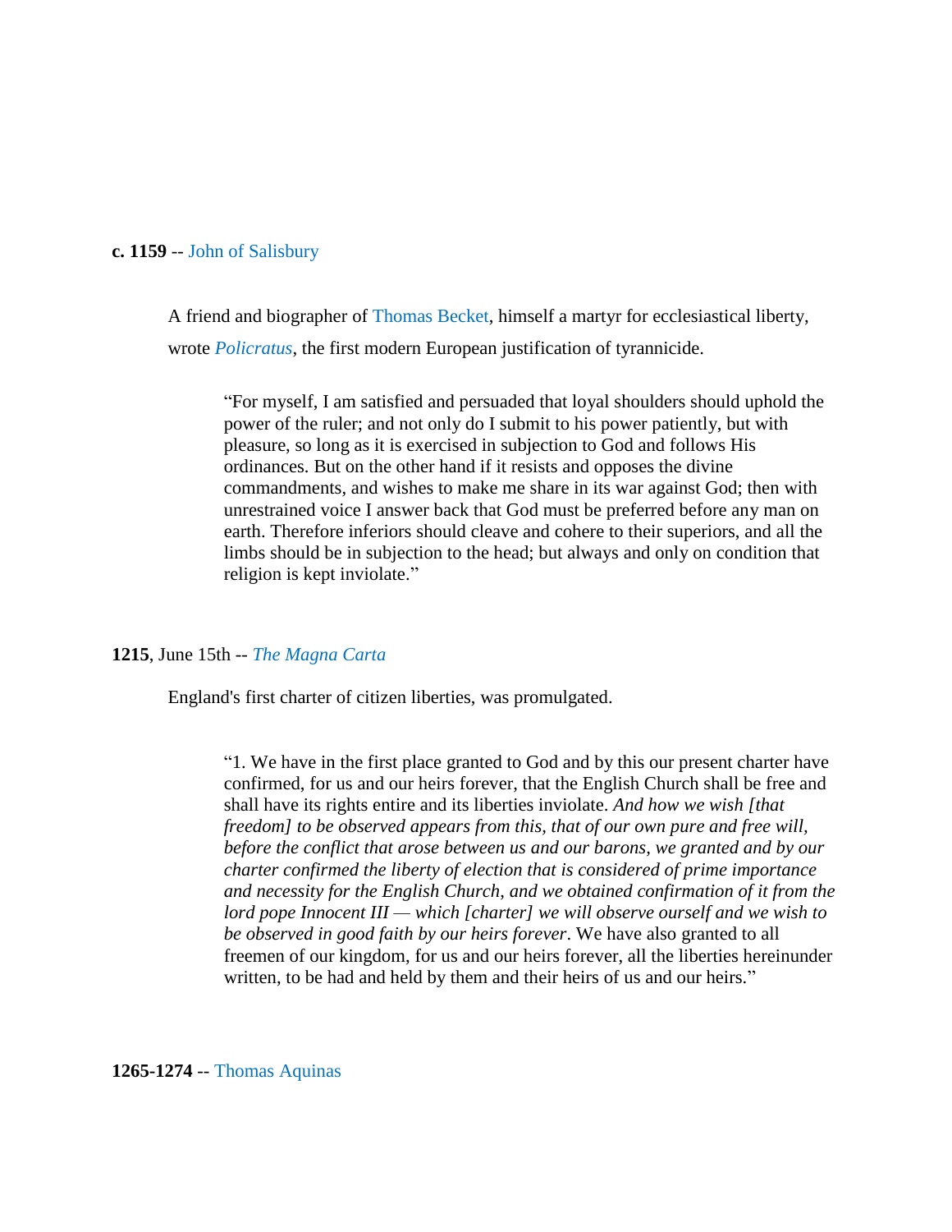**c. 1159** -- John of Salisbury

A friend and biographer of Thomas Becket, himself a martyr for ecclesiastical liberty, wrote *Policratus*, the first modern European justification of tyrannicide.

> "For myself, I am satisfied and persuaded that loyal shoulders should uphold the power of the ruler; and not only do I submit to his power patiently, but with pleasure, so long as it is exercised in subjection to God and follows His ordinances. But on the other hand if it resists and opposes the divine commandments, and wishes to make me share in its war against God; then with unrestrained voice I answer back that God must be preferred before any man on earth. Therefore inferiors should cleave and cohere to their superiors, and all the limbs should be in subjection to the head; but always and only on condition that religion is kept inviolate."

**1215**, June 15th -- *The Magna Carta*

England's first charter of citizen liberties, was promulgated.

> "1. We have in the first place granted to God and by this our present charter have confirmed, for us and our heirs forever, that the English Church shall be free and shall have its rights entire and its liberties inviolate. *And how we wish [that freedom] to be observed appears from this, that of our own pure and free will, before the conflict that arose between us and our barons, we granted and by our charter confirmed the liberty of election that is considered of prime importance and necessity for the English Church, and we obtained confirmation of it from the lord pope Innocent III — which [charter] we will observe ourself and we wish to be observed in good faith by our heirs forever*. We have also granted to all freemen of our kingdom, for us and our heirs forever, all the liberties hereinunder written, to be had and held by them and their heirs of us and our heirs."

**1265-1274** -- Thomas Aquinas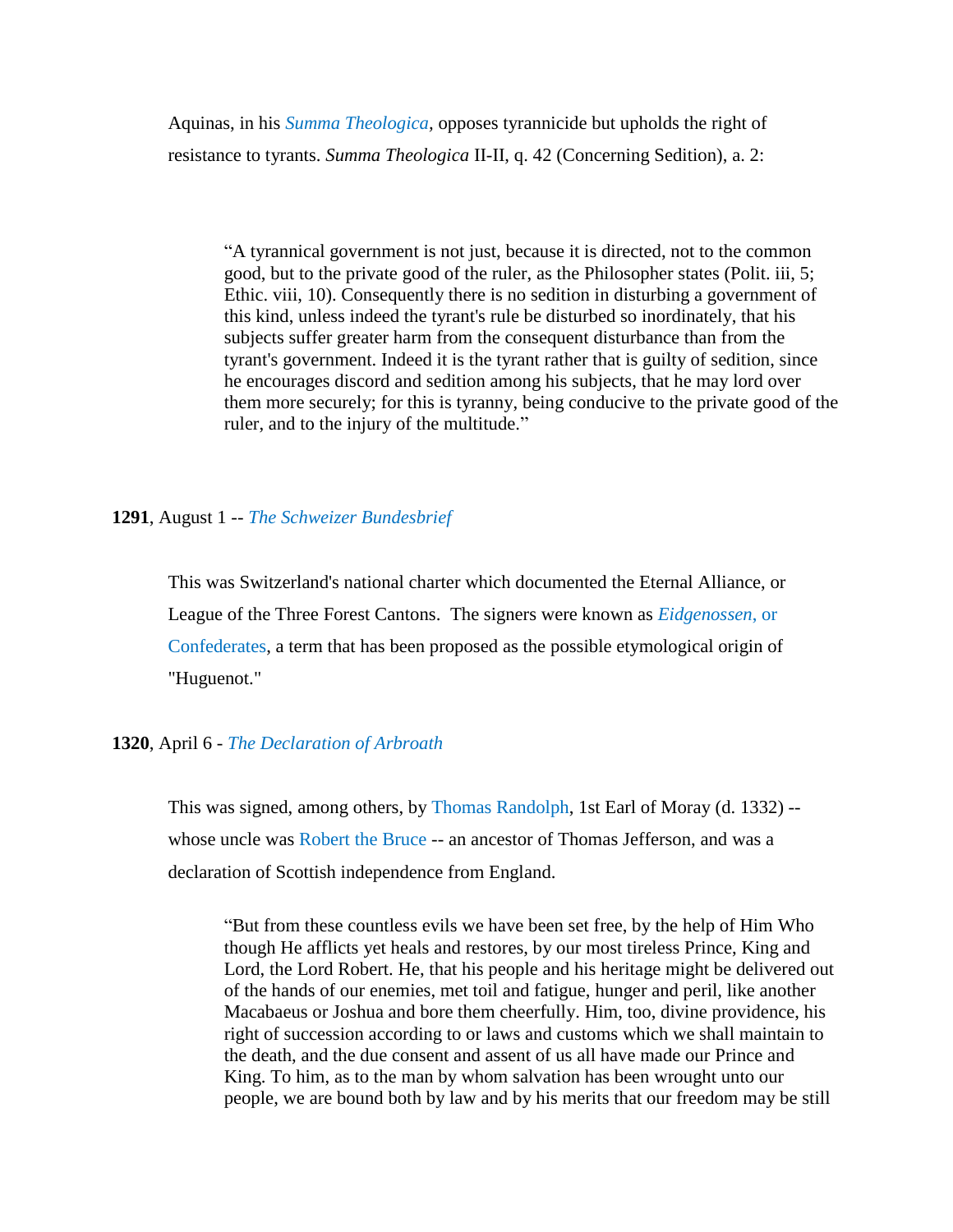Aquinas, in his *Summa Theologica*, opposes tyrannicide but upholds the right of resistance to tyrants. *Summa Theologica* II-II, q. 42 (Concerning Sedition), a. 2:

> "A tyrannical government is not just, because it is directed, not to the common good, but to the private good of the ruler, as the Philosopher states (Polit. iii, 5; Ethic. viii, 10). Consequently there is no sedition in disturbing a government of this kind, unless indeed the tyrant's rule be disturbed so inordinately, that his subjects suffer greater harm from the consequent disturbance than from the tyrant's government. Indeed it is the tyrant rather that is guilty of sedition, since he encourages discord and sedition among his subjects, that he may lord over them more securely; for this is tyranny, being conducive to the private good of the ruler, and to the injury of the multitude."

**1291**, August 1 -- *The Schweizer Bundesbrief*

This was Switzerland's national charter which documented the Eternal Alliance, or League of the Three Forest Cantons. The signers were known as *Eidgenossen*, or Confederates, a term that has been proposed as the possible etymological origin of "Huguenot."

**1320**, April 6 - *The Declaration of Arbroath*

This was signed, among others, by Thomas Randolph, 1st Earl of Moray (d. 1332) -- whose uncle was Robert the Bruce -- an ancestor of Thomas Jefferson, and was a declaration of Scottish independence from England.

> "But from these countless evils we have been set free, by the help of Him Who though He afflicts yet heals and restores, by our most tireless Prince, King and Lord, the Lord Robert. He, that his people and his heritage might be delivered out of the hands of our enemies, met toil and fatigue, hunger and peril, like another Macabaeus or Joshua and bore them cheerfully. Him, too, divine providence, his right of succession according to or laws and customs which we shall maintain to the death, and the due consent and assent of us all have made our Prince and King. To him, as to the man by whom salvation has been wrought unto our people, we are bound both by law and by his merits that our freedom may be still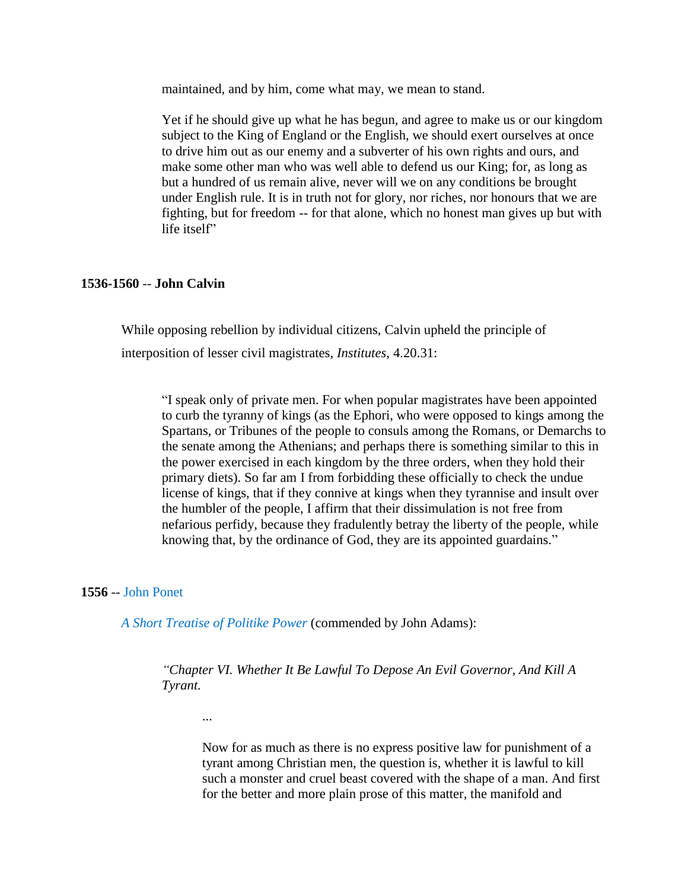> maintained, and by him, come what may, we mean to stand.
>
> Yet if he should give up what he has begun, and agree to make us or our kingdom subject to the King of England or the English, we should exert ourselves at once to drive him out as our enemy and a subverter of his own rights and ours, and make some other man who was well able to defend us our King; for, as long as but a hundred of us remain alive, never will we on any conditions be brought under English rule. It is in truth not for glory, nor riches, nor honours that we are fighting, but for freedom -- for that alone, which no honest man gives up but with life itself"

**1536-1560** -- **John Calvin**

While opposing rebellion by individual citizens, Calvin upheld the principle of interposition of lesser civil magistrates, *Institutes*, 4.20.31:

> "I speak only of private men. For when popular magistrates have been appointed to curb the tyranny of kings (as the Ephori, who were opposed to kings among the Spartans, or Tribunes of the people to consuls among the Romans, or Demarchs to the senate among the Athenians; and perhaps there is something similar to this in the power exercised in each kingdom by the three orders, when they hold their primary diets). So far am I from forbidding these officially to check the undue license of kings, that if they connive at kings when they tyrannise and insult over the humbler of the people, I affirm that their dissimulation is not free from nefarious perfidy, because they fradulently betray the liberty of the people, while knowing that, by the ordinance of God, they are its appointed guardains."

**1556** -- John Ponet

*A Short Treatise of Politike Power* (commended by John Adams):

> *"Chapter VI. Whether It Be Lawful To Depose An Evil Governor, And Kill A Tyrant.*
>
> ...
>
> Now for as much as there is no express positive law for punishment of a tyrant among Christian men, the question is, whether it is lawful to kill such a monster and cruel beast covered with the shape of a man. And first for the better and more plain prose of this matter, the manifold and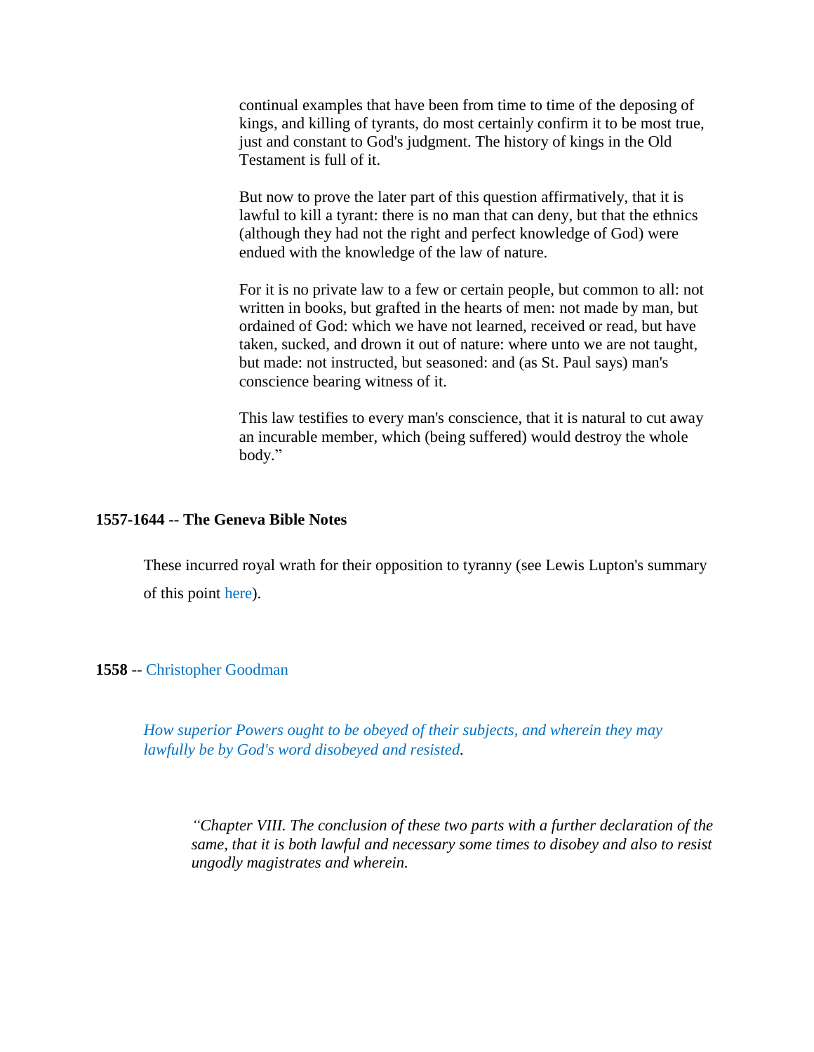> continual examples that have been from time to time of the deposing of kings, and killing of tyrants, do most certainly confirm it to be most true, just and constant to God's judgment. The history of kings in the Old Testament is full of it.
>
> But now to prove the later part of this question affirmatively, that it is lawful to kill a tyrant: there is no man that can deny, but that the ethnics (although they had not the right and perfect knowledge of God) were endued with the knowledge of the law of nature.
>
> For it is no private law to a few or certain people, but common to all: not written in books, but grafted in the hearts of men: not made by man, but ordained of God: which we have not learned, received or read, but have taken, sucked, and drown it out of nature: where unto we are not taught, but made: not instructed, but seasoned: and (as St. Paul says) man's conscience bearing witness of it.
>
> This law testifies to every man's conscience, that it is natural to cut away an incurable member, which (being suffered) would destroy the whole body."

**1557-1644** -- **The Geneva Bible Notes**

These incurred royal wrath for their opposition to tyranny (see Lewis Lupton's summary of this point here).

**1558** -- Christopher Goodman

*How superior Powers ought to be obeyed of their subjects, and wherein they may lawfully be by God's word disobeyed and resisted.*

> *"Chapter VIII. The conclusion of these two parts with a further declaration of the same, that it is both lawful and necessary some times to disobey and also to resist ungodly magistrates and wherein.*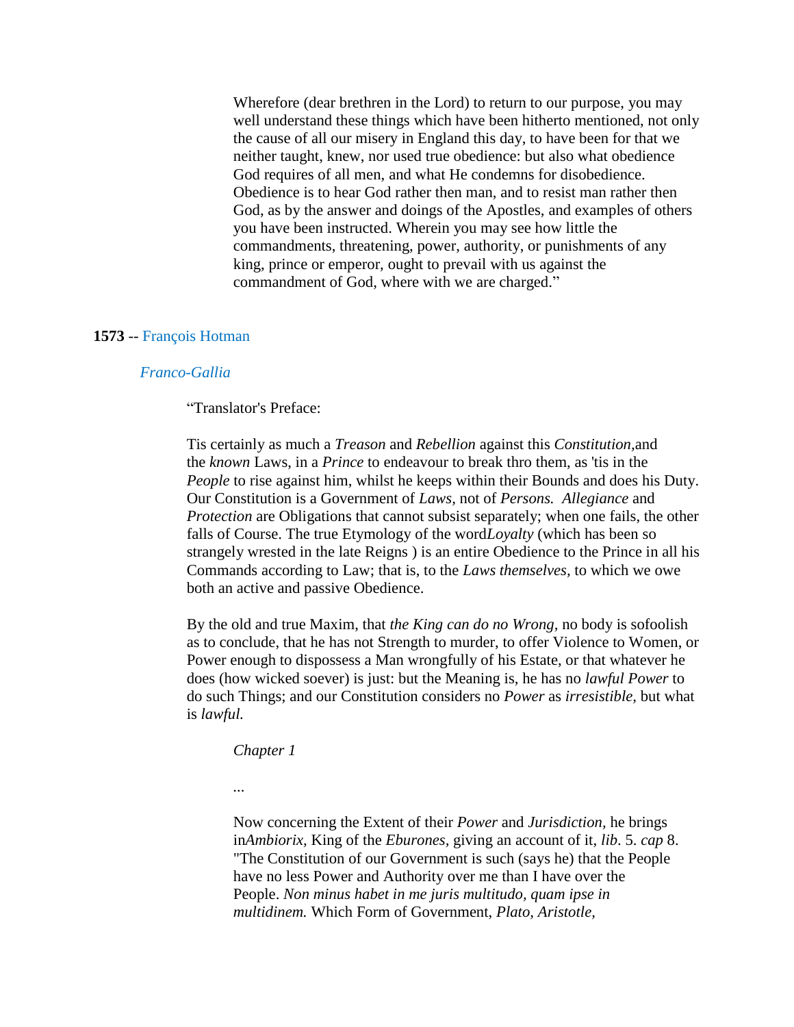> Wherefore (dear brethren in the Lord) to return to our purpose, you may well understand these things which have been hitherto mentioned, not only the cause of all our misery in England this day, to have been for that we neither taught, knew, nor used true obedience: but also what obedience God requires of all men, and what He condemns for disobedience. Obedience is to hear God rather then man, and to resist man rather then God, as by the answer and doings of the Apostles, and examples of others you have been instructed. Wherein you may see how little the commandments, threatening, power, authority, or punishments of any king, prince or emperor, ought to prevail with us against the commandment of God, where with we are charged."

**1573** -- François Hotman

*Franco-Gallia*

> "Translator's Preface:
>
> Tis certainly as much a *Treason* and *Rebellion* against this *Constitution,*and the *known* Laws, in a *Prince* to endeavour to break thro them, as 'tis in the *People* to rise against him, whilst he keeps within their Bounds and does his Duty. Our Constitution is a Government of *Laws,* not of *Persons. Allegiance* and *Protection* are Obligations that cannot subsist separately; when one fails, the other falls of Course. The true Etymology of the word*Loyalty* (which has been so strangely wrested in the late Reigns ) is an entire Obedience to the Prince in all his Commands according to Law; that is, to the *Laws themselves,* to which we owe both an active and passive Obedience.
>
> By the old and true Maxim, that *the King can do no Wrong,* no body is sofoolish as to conclude, that he has not Strength to murder, to offer Violence to Women, or Power enough to dispossess a Man wrongfully of his Estate, or that whatever he does (how wicked soever) is just: but the Meaning is, he has no *lawful Power* to do such Things; and our Constitution considers no *Power* as *irresistible,* but what is *lawful.*
>
> > *Chapter 1*
> >
> > ...
> >
> > Now concerning the Extent of their *Power* and *Jurisdiction,* he brings in*Ambiorix,* King of the *Eburones,* giving an account of it, *lib*. 5. *cap* 8. "The Constitution of our Government is such (says he) that the People have no less Power and Authority over me than I have over the People. *Non minus habet in me juris multitudo, quam ipse in multidinem.* Which Form of Government, *Plato, Aristotle,*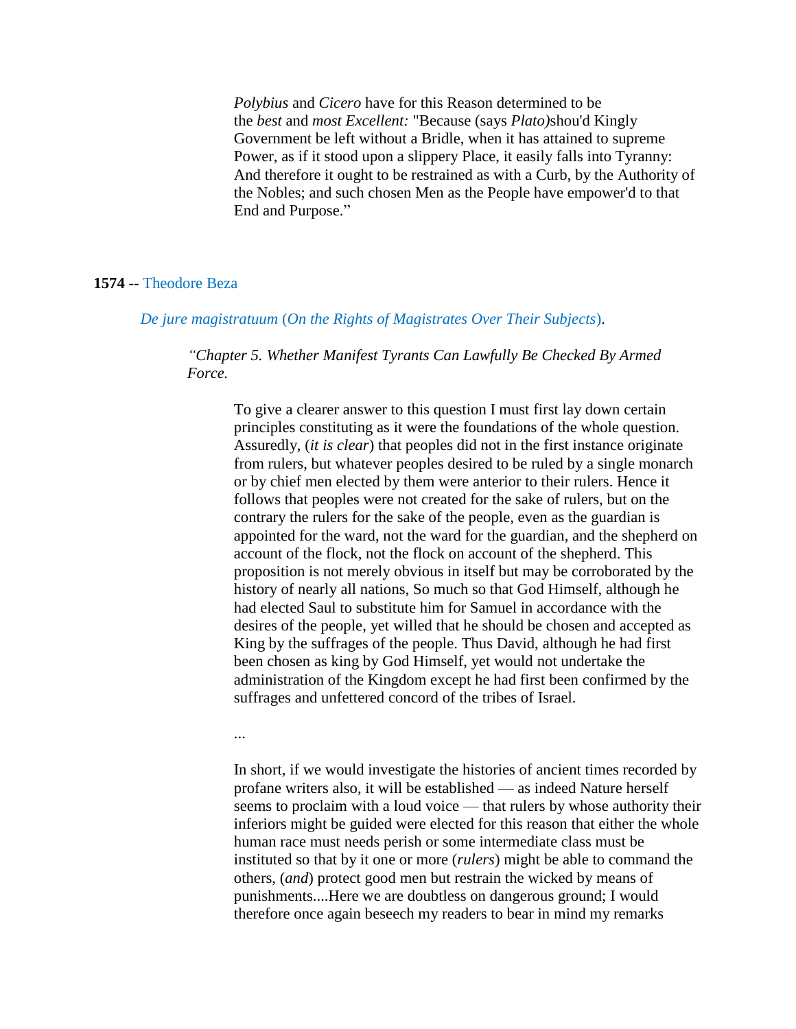*Polybius* and *Cicero* have for this Reason determined to be the *best* and *most Excellent:* "Because (says *Plato)*shou'd Kingly Government be left without a Bridle, when it has attained to supreme Power, as if it stood upon a slippery Place, it easily falls into Tyranny: And therefore it ought to be restrained as with a Curb, by the Authority of the Nobles; and such chosen Men as the People have empower'd to that End and Purpose."

**1574** -- Theodore Beza

*De jure magistratuum* (*On the Rights of Magistrates Over Their Subjects*).

> *"Chapter 5. Whether Manifest Tyrants Can Lawfully Be Checked By Armed Force.*
>
> To give a clearer answer to this question I must first lay down certain principles constituting as it were the foundations of the whole question. Assuredly, (*it is clear*) that peoples did not in the first instance originate from rulers, but whatever peoples desired to be ruled by a single monarch or by chief men elected by them were anterior to their rulers. Hence it follows that peoples were not created for the sake of rulers, but on the contrary the rulers for the sake of the people, even as the guardian is appointed for the ward, not the ward for the guardian, and the shepherd on account of the flock, not the flock on account of the shepherd. This proposition is not merely obvious in itself but may be corroborated by the history of nearly all nations, So much so that God Himself, although he had elected Saul to substitute him for Samuel in accordance with the desires of the people, yet willed that he should be chosen and accepted as King by the suffrages of the people. Thus David, although he had first been chosen as king by God Himself, yet would not undertake the administration of the Kingdom except he had first been confirmed by the suffrages and unfettered concord of the tribes of Israel.
>
> ...
>
> In short, if we would investigate the histories of ancient times recorded by profane writers also, it will be established — as indeed Nature herself seems to proclaim with a loud voice — that rulers by whose authority their inferiors might be guided were elected for this reason that either the whole human race must needs perish or some intermediate class must be instituted so that by it one or more (*rulers*) might be able to command the others, (*and*) protect good men but restrain the wicked by means of punishments....Here we are doubtless on dangerous ground; I would therefore once again beseech my readers to bear in mind my remarks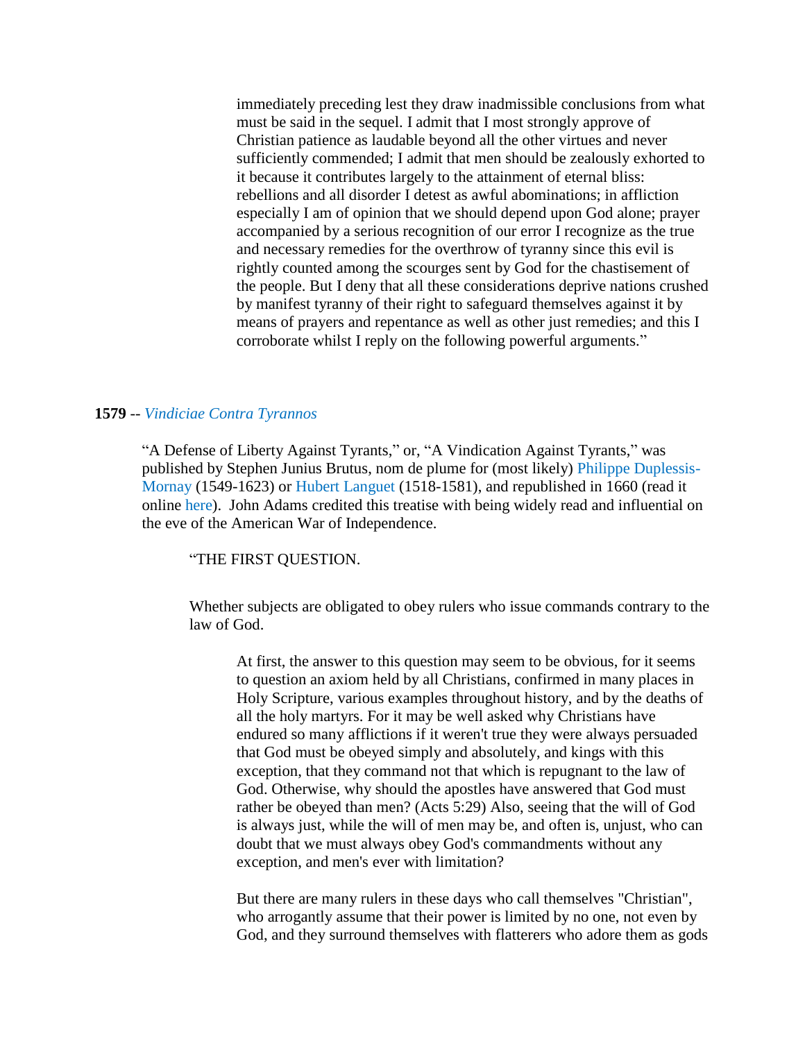> immediately preceding lest they draw inadmissible conclusions from what must be said in the sequel. I admit that I most strongly approve of Christian patience as laudable beyond all the other virtues and never sufficiently commended; I admit that men should be zealously exhorted to it because it contributes largely to the attainment of eternal bliss: rebellions and all disorder I detest as awful abominations; in affliction especially I am of opinion that we should depend upon God alone; prayer accompanied by a serious recognition of our error I recognize as the true and necessary remedies for the overthrow of tyranny since this evil is rightly counted among the scourges sent by God for the chastisement of the people. But I deny that all these considerations deprive nations crushed by manifest tyranny of their right to safeguard themselves against it by means of prayers and repentance as well as other just remedies; and this I corroborate whilst I reply on the following powerful arguments."

**1579** -- *Vindiciae Contra Tyrannos*

"A Defense of Liberty Against Tyrants," or, "A Vindication Against Tyrants," was published by Stephen Junius Brutus, nom de plume for (most likely) Philippe Duplessis-Mornay (1549-1623) or Hubert Languet (1518-1581), and republished in 1660 (read it online here). John Adams credited this treatise with being widely read and influential on the eve of the American War of Independence.

"THE FIRST QUESTION.

Whether subjects are obligated to obey rulers who issue commands contrary to the law of God.

> At first, the answer to this question may seem to be obvious, for it seems to question an axiom held by all Christians, confirmed in many places in Holy Scripture, various examples throughout history, and by the deaths of all the holy martyrs. For it may be well asked why Christians have endured so many afflictions if it weren't true they were always persuaded that God must be obeyed simply and absolutely, and kings with this exception, that they command not that which is repugnant to the law of God. Otherwise, why should the apostles have answered that God must rather be obeyed than men? (Acts 5:29) Also, seeing that the will of God is always just, while the will of men may be, and often is, unjust, who can doubt that we must always obey God's commandments without any exception, and men's ever with limitation?
>
> But there are many rulers in these days who call themselves "Christian", who arrogantly assume that their power is limited by no one, not even by God, and they surround themselves with flatterers who adore them as gods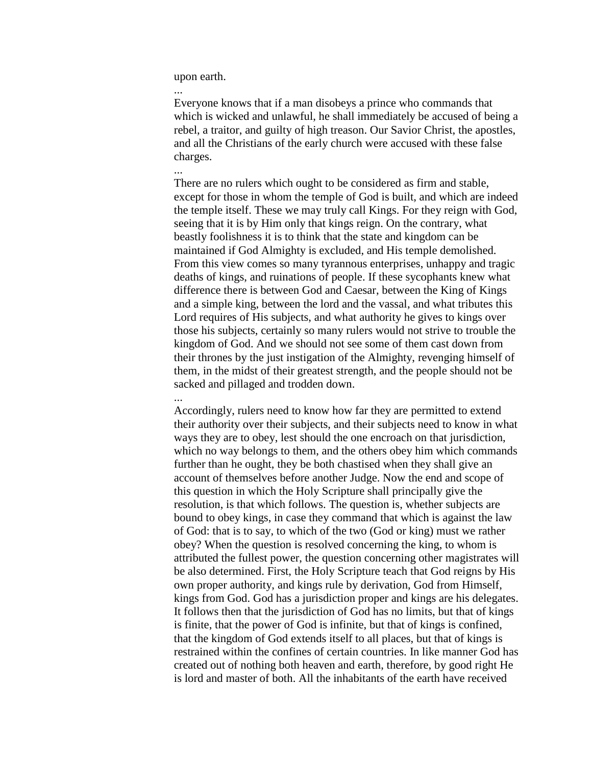upon earth.

...

Everyone knows that if a man disobeys a prince who commands that which is wicked and unlawful, he shall immediately be accused of being a rebel, a traitor, and guilty of high treason. Our Savior Christ, the apostles, and all the Christians of the early church were accused with these false charges.

...

There are no rulers which ought to be considered as firm and stable, except for those in whom the temple of God is built, and which are indeed the temple itself. These we may truly call Kings. For they reign with God, seeing that it is by Him only that kings reign. On the contrary, what beastly foolishness it is to think that the state and kingdom can be maintained if God Almighty is excluded, and His temple demolished. From this view comes so many tyrannous enterprises, unhappy and tragic deaths of kings, and ruinations of people. If these sycophants knew what difference there is between God and Caesar, between the King of Kings and a simple king, between the lord and the vassal, and what tributes this Lord requires of His subjects, and what authority he gives to kings over those his subjects, certainly so many rulers would not strive to trouble the kingdom of God. And we should not see some of them cast down from their thrones by the just instigation of the Almighty, revenging himself of them, in the midst of their greatest strength, and the people should not be sacked and pillaged and trodden down.

...

Accordingly, rulers need to know how far they are permitted to extend their authority over their subjects, and their subjects need to know in what ways they are to obey, lest should the one encroach on that jurisdiction, which no way belongs to them, and the others obey him which commands further than he ought, they be both chastised when they shall give an account of themselves before another Judge. Now the end and scope of this question in which the Holy Scripture shall principally give the resolution, is that which follows. The question is, whether subjects are bound to obey kings, in case they command that which is against the law of God: that is to say, to which of the two (God or king) must we rather obey? When the question is resolved concerning the king, to whom is attributed the fullest power, the question concerning other magistrates will be also determined. First, the Holy Scripture teach that God reigns by His own proper authority, and kings rule by derivation, God from Himself, kings from God. God has a jurisdiction proper and kings are his delegates. It follows then that the jurisdiction of God has no limits, but that of kings is finite, that the power of God is infinite, but that of kings is confined, that the kingdom of God extends itself to all places, but that of kings is restrained within the confines of certain countries. In like manner God has created out of nothing both heaven and earth, therefore, by good right He is lord and master of both. All the inhabitants of the earth have received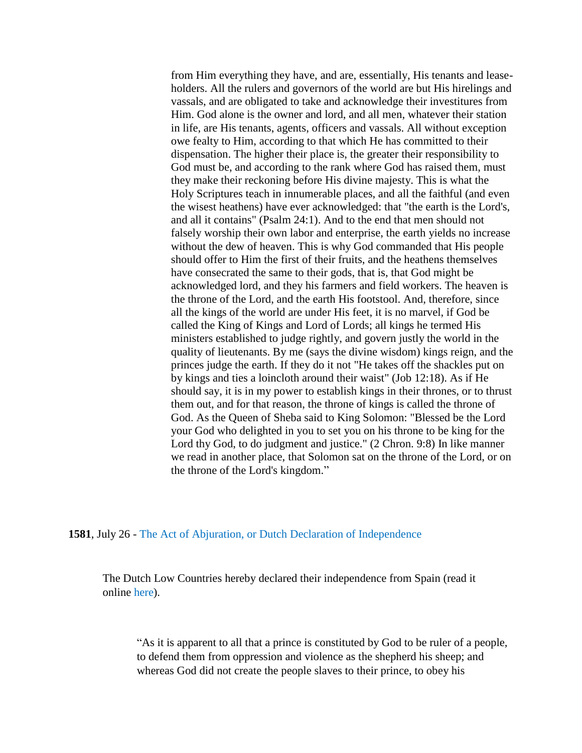> from Him everything they have, and are, essentially, His tenants and lease-holders. All the rulers and governors of the world are but His hirelings and vassals, and are obligated to take and acknowledge their investitures from Him. God alone is the owner and lord, and all men, whatever their station in life, are His tenants, agents, officers and vassals. All without exception owe fealty to Him, according to that which He has committed to their dispensation. The higher their place is, the greater their responsibility to God must be, and according to the rank where God has raised them, must they make their reckoning before His divine majesty. This is what the Holy Scriptures teach in innumerable places, and all the faithful (and even the wisest heathens) have ever acknowledged: that "the earth is the Lord's, and all it contains" (Psalm 24:1). And to the end that men should not falsely worship their own labor and enterprise, the earth yields no increase without the dew of heaven. This is why God commanded that His people should offer to Him the first of their fruits, and the heathens themselves have consecrated the same to their gods, that is, that God might be acknowledged lord, and they his farmers and field workers. The heaven is the throne of the Lord, and the earth His footstool. And, therefore, since all the kings of the world are under His feet, it is no marvel, if God be called the King of Kings and Lord of Lords; all kings he termed His ministers established to judge rightly, and govern justly the world in the quality of lieutenants. By me (says the divine wisdom) kings reign, and the princes judge the earth. If they do it not "He takes off the shackles put on by kings and ties a loincloth around their waist" (Job 12:18). As if He should say, it is in my power to establish kings in their thrones, or to thrust them out, and for that reason, the throne of kings is called the throne of God. As the Queen of Sheba said to King Solomon: "Blessed be the Lord your God who delighted in you to set you on his throne to be king for the Lord thy God, to do judgment and justice." (2 Chron. 9:8) In like manner we read in another place, that Solomon sat on the throne of the Lord, or on the throne of the Lord's kingdom."

**1581**, July 26 - The Act of Abjuration, or Dutch Declaration of Independence

The Dutch Low Countries hereby declared their independence from Spain (read it online here).

> "As it is apparent to all that a prince is constituted by God to be ruler of a people, to defend them from oppression and violence as the shepherd his sheep; and whereas God did not create the people slaves to their prince, to obey his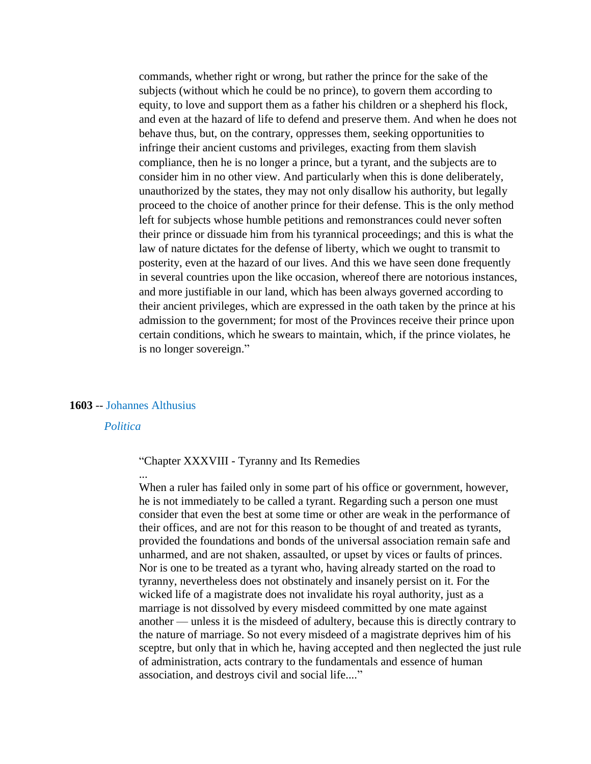commands, whether right or wrong, but rather the prince for the sake of the subjects (without which he could be no prince), to govern them according to equity, to love and support them as a father his children or a shepherd his flock, and even at the hazard of life to defend and preserve them. And when he does not behave thus, but, on the contrary, oppresses them, seeking opportunities to infringe their ancient customs and privileges, exacting from them slavish compliance, then he is no longer a prince, but a tyrant, and the subjects are to consider him in no other view. And particularly when this is done deliberately, unauthorized by the states, they may not only disallow his authority, but legally proceed to the choice of another prince for their defense. This is the only method left for subjects whose humble petitions and remonstrances could never soften their prince or dissuade him from his tyrannical proceedings; and this is what the law of nature dictates for the defense of liberty, which we ought to transmit to posterity, even at the hazard of our lives. And this we have seen done frequently in several countries upon the like occasion, whereof there are notorious instances, and more justifiable in our land, which has been always governed according to their ancient privileges, which are expressed in the oath taken by the prince at his admission to the government; for most of the Provinces receive their prince upon certain conditions, which he swears to maintain, which, if the prince violates, he is no longer sovereign."

**1603** -- Johannes Althusius

*Politica*

"Chapter XXXVIII - Tyranny and Its Remedies
...
When a ruler has failed only in some part of his office or government, however, he is not immediately to be called a tyrant. Regarding such a person one must consider that even the best at some time or other are weak in the performance of their offices, and are not for this reason to be thought of and treated as tyrants, provided the foundations and bonds of the universal association remain safe and unharmed, and are not shaken, assaulted, or upset by vices or faults of princes. Nor is one to be treated as a tyrant who, having already started on the road to tyranny, nevertheless does not obstinately and insanely persist on it. For the wicked life of a magistrate does not invalidate his royal authority, just as a marriage is not dissolved by every misdeed committed by one mate against another — unless it is the misdeed of adultery, because this is directly contrary to the nature of marriage. So not every misdeed of a magistrate deprives him of his sceptre, but only that in which he, having accepted and then neglected the just rule of administration, acts contrary to the fundamentals and essence of human association, and destroys civil and social life...."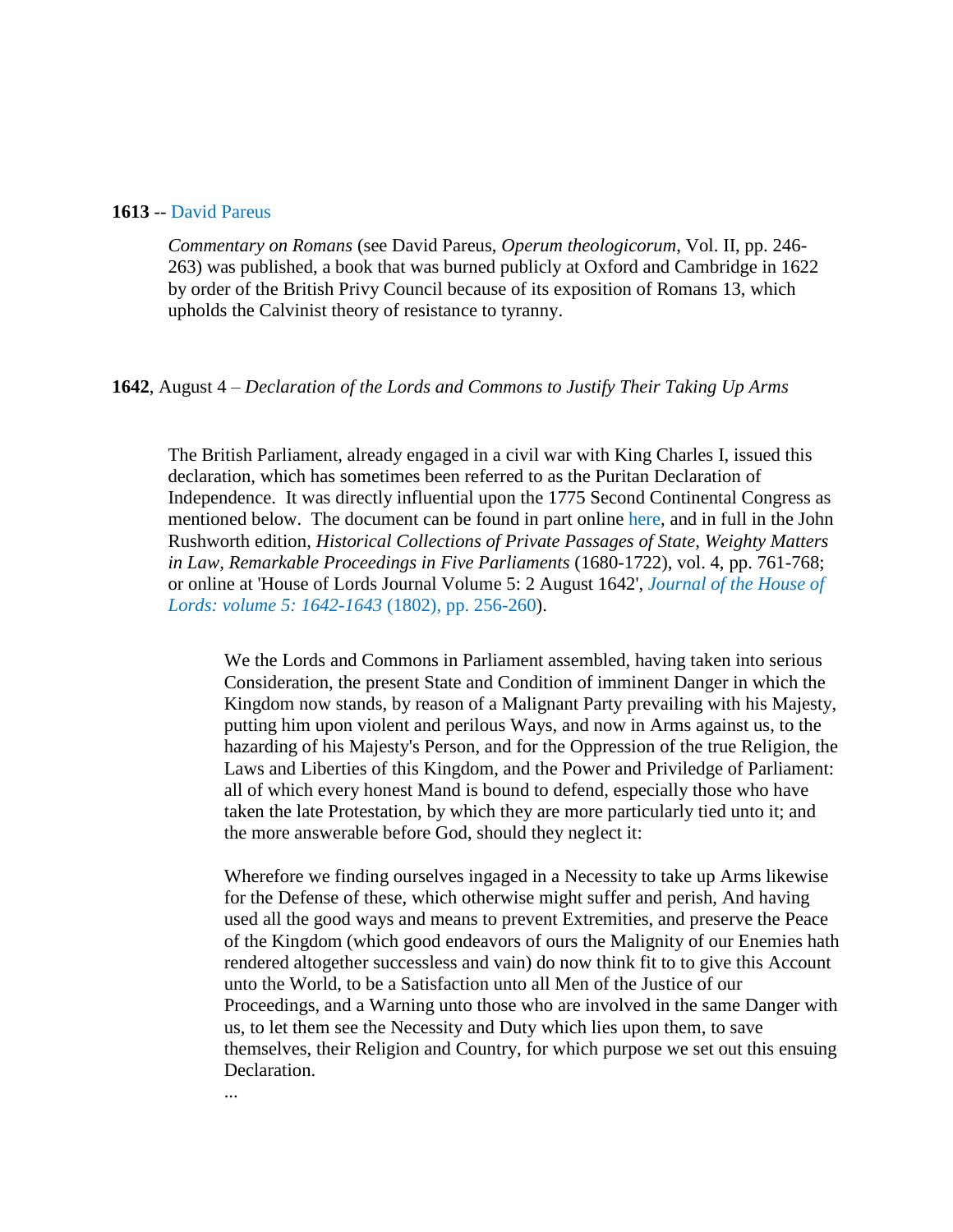**1613** -- David Pareus

> *Commentary on Romans* (see David Pareus, *Operum theologicorum*, Vol. II, pp. 246-263) was published, a book that was burned publicly at Oxford and Cambridge in 1622 by order of the British Privy Council because of its exposition of Romans 13, which upholds the Calvinist theory of resistance to tyranny.

**1642**, August 4 – *Declaration of the Lords and Commons to Justify Their Taking Up Arms*

> The British Parliament, already engaged in a civil war with King Charles I, issued this declaration, which has sometimes been referred to as the Puritan Declaration of Independence. It was directly influential upon the 1775 Second Continental Congress as mentioned below. The document can be found in part online here, and in full in the John Rushworth edition, *Historical Collections of Private Passages of State, Weighty Matters in Law, Remarkable Proceedings in Five Parliaments* (1680-1722), vol. 4, pp. 761-768; or online at 'House of Lords Journal Volume 5: 2 August 1642', *Journal of the House of Lords: volume 5: 1642-1643* (1802), pp. 256-260).
>
> > We the Lords and Commons in Parliament assembled, having taken into serious Consideration, the present State and Condition of imminent Danger in which the Kingdom now stands, by reason of a Malignant Party prevailing with his Majesty, putting him upon violent and perilous Ways, and now in Arms against us, to the hazarding of his Majesty's Person, and for the Oppression of the true Religion, the Laws and Liberties of this Kingdom, and the Power and Priviledge of Parliament: all of which every honest Mand is bound to defend, especially those who have taken the late Protestation, by which they are more particularly tied unto it; and the more answerable before God, should they neglect it:
> >
> > Wherefore we finding ourselves ingaged in a Necessity to take up Arms likewise for the Defense of these, which otherwise might suffer and perish, And having used all the good ways and means to prevent Extremities, and preserve the Peace of the Kingdom (which good endeavors of ours the Malignity of our Enemies hath rendered altogether successless and vain) do now think fit to to give this Account unto the World, to be a Satisfaction unto all Men of the Justice of our Proceedings, and a Warning unto those who are involved in the same Danger with us, to let them see the Necessity and Duty which lies upon them, to save themselves, their Religion and Country, for which purpose we set out this ensuing Declaration.
> >
> > ...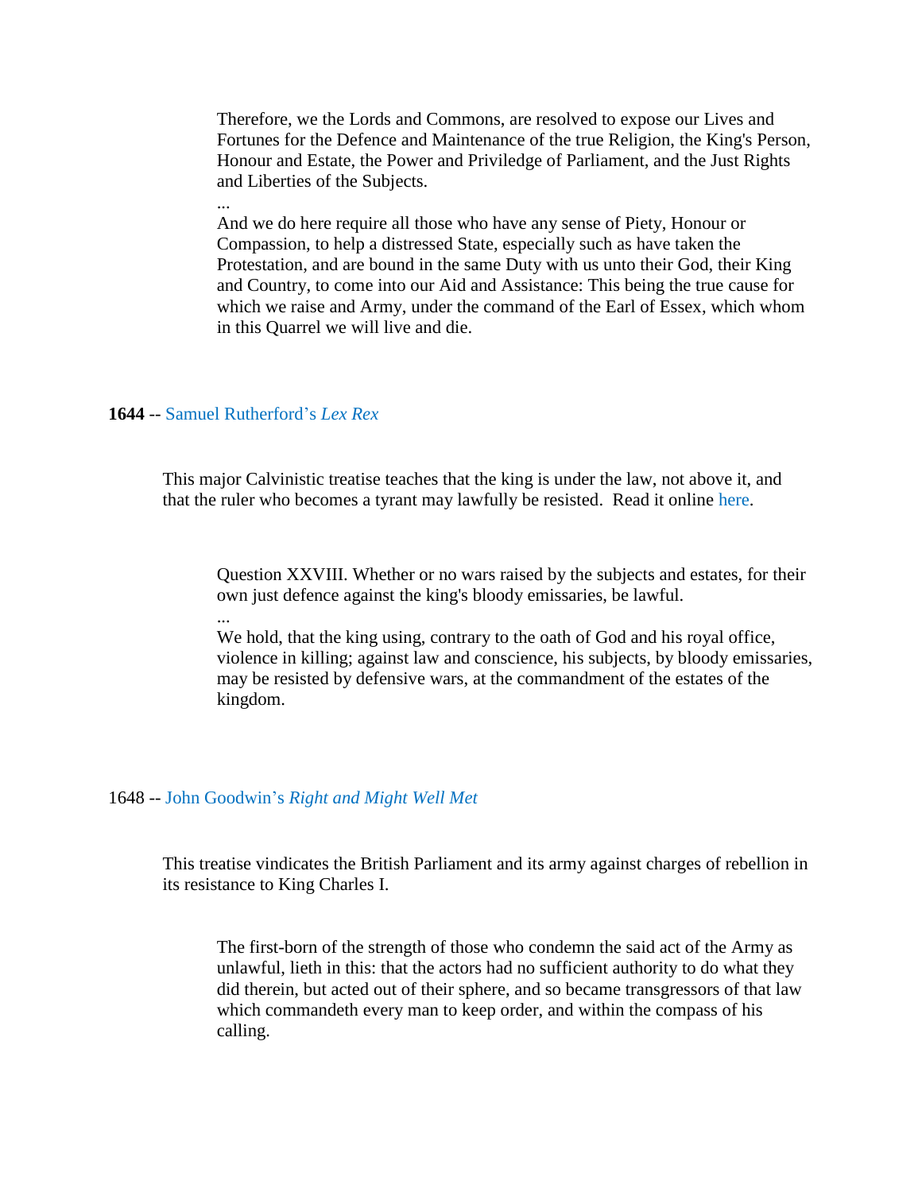> Therefore, we the Lords and Commons, are resolved to expose our Lives and Fortunes for the Defence and Maintenance of the true Religion, the King's Person, Honour and Estate, the Power and Priviledge of Parliament, and the Just Rights and Liberties of the Subjects.
> ...
> And we do here require all those who have any sense of Piety, Honour or Compassion, to help a distressed State, especially such as have taken the Protestation, and are bound in the same Duty with us unto their God, their King and Country, to come into our Aid and Assistance: This being the true cause for which we raise and Army, under the command of the Earl of Essex, which whom in this Quarrel we will live and die.

**1644** -- Samuel Rutherford's *Lex Rex*

This major Calvinistic treatise teaches that the king is under the law, not above it, and that the ruler who becomes a tyrant may lawfully be resisted. Read it online here.

> Question XXVIII. Whether or no wars raised by the subjects and estates, for their own just defence against the king's bloody emissaries, be lawful.
> ...
> We hold, that the king using, contrary to the oath of God and his royal office, violence in killing; against law and conscience, his subjects, by bloody emissaries, may be resisted by defensive wars, at the commandment of the estates of the kingdom.

1648 -- John Goodwin's *Right and Might Well Met*

This treatise vindicates the British Parliament and its army against charges of rebellion in its resistance to King Charles I.

> The first-born of the strength of those who condemn the said act of the Army as unlawful, lieth in this: that the actors had no sufficient authority to do what they did therein, but acted out of their sphere, and so became transgressors of that law which commandeth every man to keep order, and within the compass of his calling.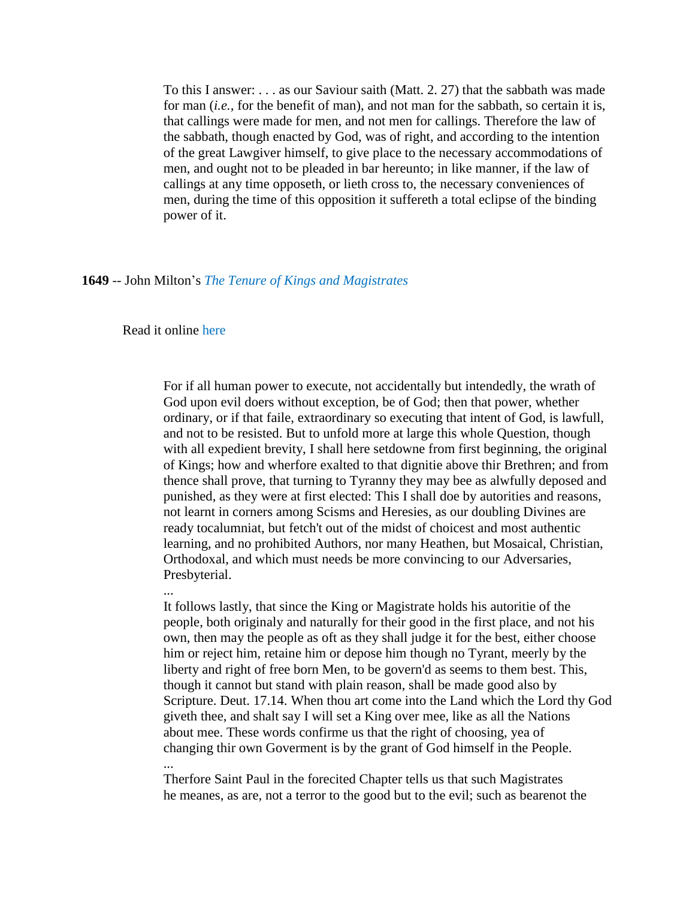> To this I answer: . . . as our Saviour saith (Matt. 2. 27) that the sabbath was made for man (*i.e.*, for the benefit of man), and not man for the sabbath, so certain it is, that callings were made for men, and not men for callings. Therefore the law of the sabbath, though enacted by God, was of right, and according to the intention of the great Lawgiver himself, to give place to the necessary accommodations of men, and ought not to be pleaded in bar hereunto; in like manner, if the law of callings at any time opposeth, or lieth cross to, the necessary conveniences of men, during the time of this opposition it suffereth a total eclipse of the binding power of it.

**1649** -- John Milton's *The Tenure of Kings and Magistrates*

Read it online here

> For if all human power to execute, not accidentally but intendedly, the wrath of God upon evil doers without exception, be of God; then that power, whether ordinary, or if that faile, extraordinary so executing that intent of God, is lawfull, and not to be resisted. But to unfold more at large this whole Question, though with all expedient brevity, I shall here setdowne from first beginning, the original of Kings; how and wherfore exalted to that dignitie above thir Brethren; and from thence shall prove, that turning to Tyranny they may bee as alwfully deposed and punished, as they were at first elected: This I shall doe by autorities and reasons, not learnt in corners among Scisms and Heresies, as our doubling Divines are ready tocalumniat, but fetch't out of the midst of choicest and most authentic learning, and no prohibited Authors, nor many Heathen, but Mosaical, Christian, Orthodoxal, and which must needs be more convincing to our Adversaries, Presbyterial.
> ...
> It follows lastly, that since the King or Magistrate holds his autoritie of the people, both originaly and naturally for their good in the first place, and not his own, then may the people as oft as they shall judge it for the best, either choose him or reject him, retaine him or depose him though no Tyrant, meerly by the liberty and right of free born Men, to be govern'd as seems to them best. This, though it cannot but stand with plain reason, shall be made good also by Scripture. Deut. 17.14. When thou art come into the Land which the Lord thy God giveth thee, and shalt say I will set a King over mee, like as all the Nations about mee. These words confirme us that the right of choosing, yea of changing thir own Goverment is by the grant of God himself in the People.
> ...
> Therfore Saint Paul in the forecited Chapter tells us that such Magistrates he meanes, as are, not a terror to the good but to the evil; such as bearenot the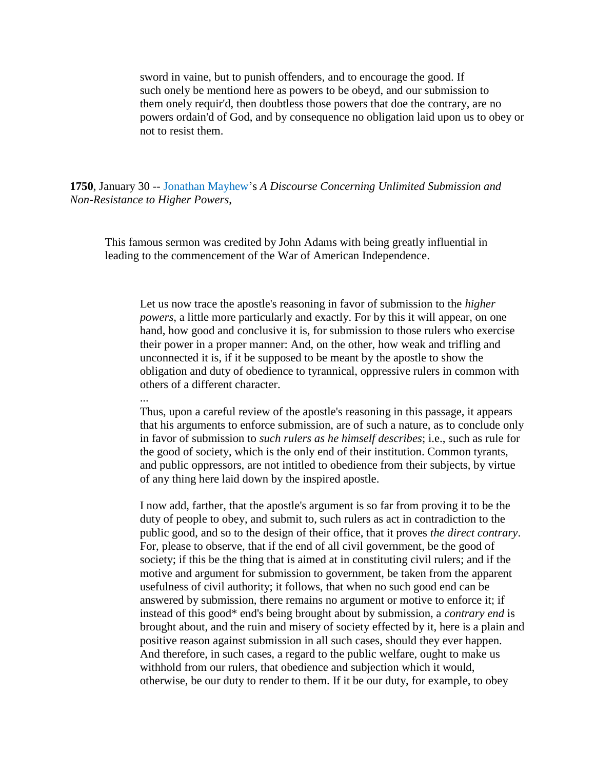> sword in vaine, but to punish offenders, and to encourage the good. If such onely be mentiond here as powers to be obeyd, and our submission to them onely requir'd, then doubtless those powers that doe the contrary, are no powers ordain'd of God, and by consequence no obligation laid upon us to obey or not to resist them.

**1750**, January 30 -- Jonathan Mayhew's *A Discourse Concerning Unlimited Submission and Non-Resistance to Higher Powers*,

This famous sermon was credited by John Adams with being greatly influential in leading to the commencement of the War of American Independence.

> Let us now trace the apostle's reasoning in favor of submission to the *higher powers*, a little more particularly and exactly. For by this it will appear, on one hand, how good and conclusive it is, for submission to those rulers who exercise their power in a proper manner: And, on the other, how weak and trifling and unconnected it is, if it be supposed to be meant by the apostle to show the obligation and duty of obedience to tyrannical, oppressive rulers in common with others of a different character.
> ...
> Thus, upon a careful review of the apostle's reasoning in this passage, it appears that his arguments to enforce submission, are of such a nature, as to conclude only in favor of submission to *such rulers as he himself describes*; i.e., such as rule for the good of society, which is the only end of their institution. Common tyrants, and public oppressors, are not intitled to obedience from their subjects, by virtue of any thing here laid down by the inspired apostle.
>
> I now add, farther, that the apostle's argument is so far from proving it to be the duty of people to obey, and submit to, such rulers as act in contradiction to the public good, and so to the design of their office, that it proves *the direct contrary*. For, please to observe, that if the end of all civil government, be the good of society; if this be the thing that is aimed at in constituting civil rulers; and if the motive and argument for submission to government, be taken from the apparent usefulness of civil authority; it follows, that when no such good end can be answered by submission, there remains no argument or motive to enforce it; if instead of this good* end's being brought about by submission, a *contrary end* is brought about, and the ruin and misery of society effected by it, here is a plain and positive reason against submission in all such cases, should they ever happen. And therefore, in such cases, a regard to the public welfare, ought to make us withhold from our rulers, that obedience and subjection which it would, otherwise, be our duty to render to them. If it be our duty, for example, to obey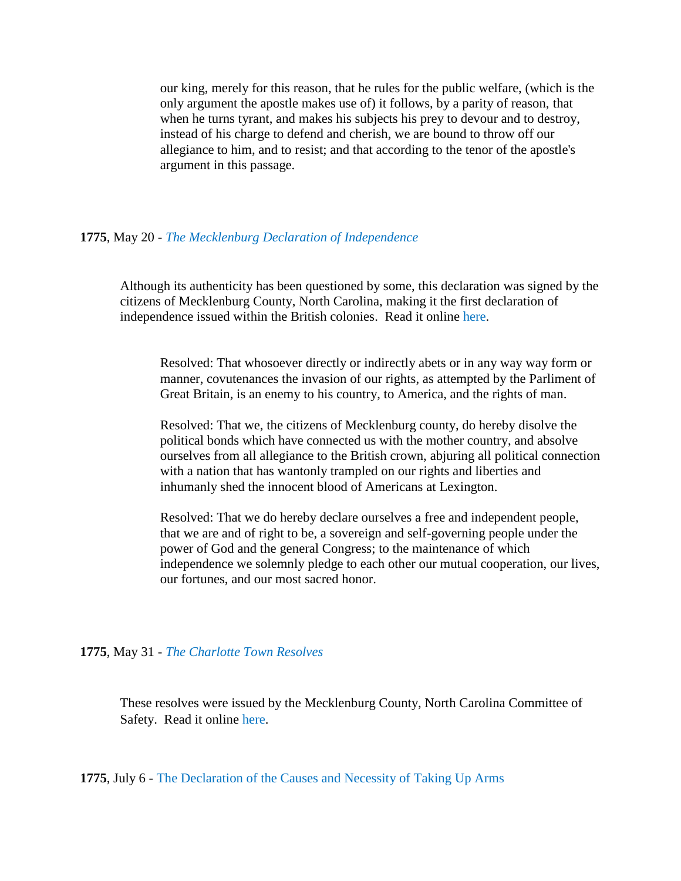> our king, merely for this reason, that he rules for the public welfare, (which is the only argument the apostle makes use of) it follows, by a parity of reason, that when he turns tyrant, and makes his subjects his prey to devour and to destroy, instead of his charge to defend and cherish, we are bound to throw off our allegiance to him, and to resist; and that according to the tenor of the apostle's argument in this passage.

**1775**, May 20 - *The Mecklenburg Declaration of Independence*

Although its authenticity has been questioned by some, this declaration was signed by the citizens of Mecklenburg County, North Carolina, making it the first declaration of independence issued within the British colonies. Read it online here.

> Resolved: That whosoever directly or indirectly abets or in any way way form or manner, covutenances the invasion of our rights, as attempted by the Parliment of Great Britain, is an enemy to his country, to America, and the rights of man.
>
> Resolved: That we, the citizens of Mecklenburg county, do hereby disolve the political bonds which have connected us with the mother country, and absolve ourselves from all allegiance to the British crown, abjuring all political connection with a nation that has wantonly trampled on our rights and liberties and inhumanly shed the innocent blood of Americans at Lexington.
>
> Resolved: That we do hereby declare ourselves a free and independent people, that we are and of right to be, a sovereign and self-governing people under the power of God and the general Congress; to the maintenance of which independence we solemnly pledge to each other our mutual cooperation, our lives, our fortunes, and our most sacred honor.

**1775**, May 31 - *The Charlotte Town Resolves*

These resolves were issued by the Mecklenburg County, North Carolina Committee of Safety. Read it online here.

**1775**, July 6 - The Declaration of the Causes and Necessity of Taking Up Arms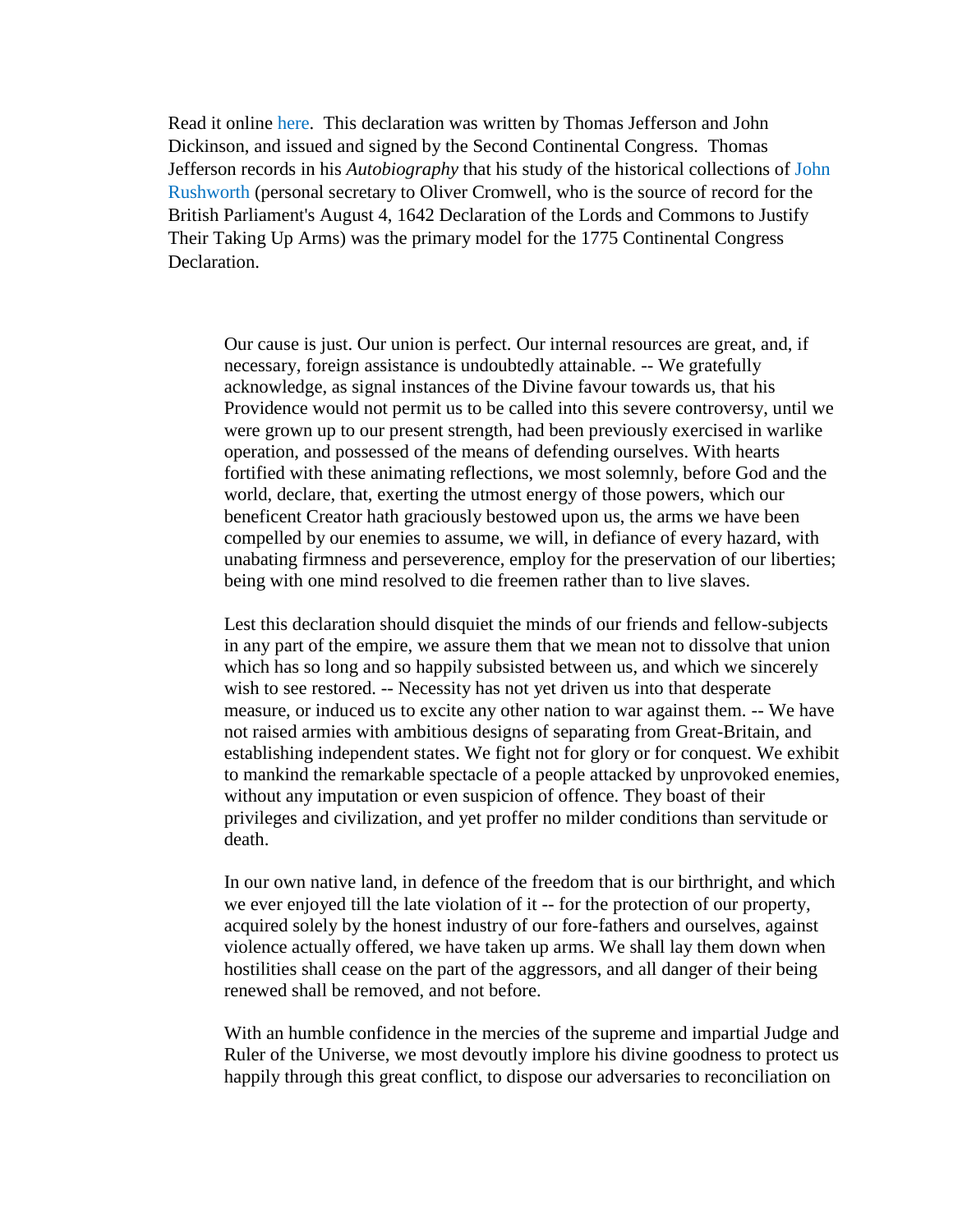Read it online here. This declaration was written by Thomas Jefferson and John Dickinson, and issued and signed by the Second Continental Congress. Thomas Jefferson records in his *Autobiography* that his study of the historical collections of John Rushworth (personal secretary to Oliver Cromwell, who is the source of record for the British Parliament's August 4, 1642 Declaration of the Lords and Commons to Justify Their Taking Up Arms) was the primary model for the 1775 Continental Congress Declaration.

> Our cause is just. Our union is perfect. Our internal resources are great, and, if necessary, foreign assistance is undoubtedly attainable. -- We gratefully acknowledge, as signal instances of the Divine favour towards us, that his Providence would not permit us to be called into this severe controversy, until we were grown up to our present strength, had been previously exercised in warlike operation, and possessed of the means of defending ourselves. With hearts fortified with these animating reflections, we most solemnly, before God and the world, declare, that, exerting the utmost energy of those powers, which our beneficent Creator hath graciously bestowed upon us, the arms we have been compelled by our enemies to assume, we will, in defiance of every hazard, with unabating firmness and perseverence, employ for the preservation of our liberties; being with one mind resolved to die freemen rather than to live slaves.
>
> Lest this declaration should disquiet the minds of our friends and fellow-subjects in any part of the empire, we assure them that we mean not to dissolve that union which has so long and so happily subsisted between us, and which we sincerely wish to see restored. -- Necessity has not yet driven us into that desperate measure, or induced us to excite any other nation to war against them. -- We have not raised armies with ambitious designs of separating from Great-Britain, and establishing independent states. We fight not for glory or for conquest. We exhibit to mankind the remarkable spectacle of a people attacked by unprovoked enemies, without any imputation or even suspicion of offence. They boast of their privileges and civilization, and yet proffer no milder conditions than servitude or death.
>
> In our own native land, in defence of the freedom that is our birthright, and which we ever enjoyed till the late violation of it -- for the protection of our property, acquired solely by the honest industry of our fore-fathers and ourselves, against violence actually offered, we have taken up arms. We shall lay them down when hostilities shall cease on the part of the aggressors, and all danger of their being renewed shall be removed, and not before.
>
> With an humble confidence in the mercies of the supreme and impartial Judge and Ruler of the Universe, we most devoutly implore his divine goodness to protect us happily through this great conflict, to dispose our adversaries to reconciliation on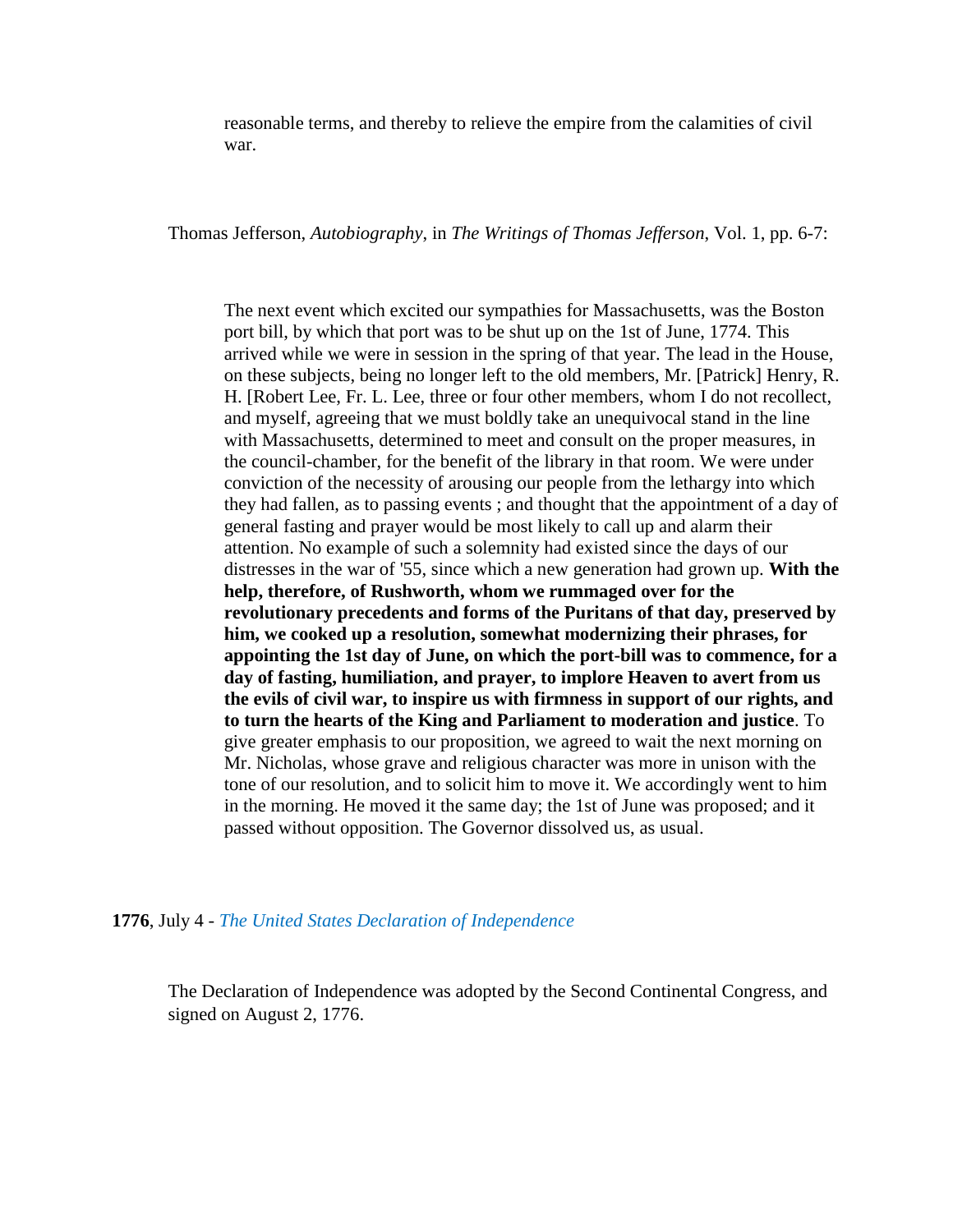reasonable terms, and thereby to relieve the empire from the calamities of civil war.

Thomas Jefferson, *Autobiography*, in *The Writings of Thomas Jefferson*, Vol. 1, pp. 6-7:

> The next event which excited our sympathies for Massachusetts, was the Boston port bill, by which that port was to be shut up on the 1st of June, 1774. This arrived while we were in session in the spring of that year. The lead in the House, on these subjects, being no longer left to the old members, Mr. [Patrick] Henry, R. H. [Robert Lee, Fr. L. Lee, three or four other members, whom I do not recollect, and myself, agreeing that we must boldly take an unequivocal stand in the line with Massachusetts, determined to meet and consult on the proper measures, in the council-chamber, for the benefit of the library in that room. We were under conviction of the necessity of arousing our people from the lethargy into which they had fallen, as to passing events ; and thought that the appointment of a day of general fasting and prayer would be most likely to call up and alarm their attention. No example of such a solemnity had existed since the days of our distresses in the war of '55, since which a new generation had grown up. **With the help, therefore, of Rushworth, whom we rummaged over for the revolutionary precedents and forms of the Puritans of that day, preserved by him, we cooked up a resolution, somewhat modernizing their phrases, for appointing the 1st day of June, on which the port-bill was to commence, for a day of fasting, humiliation, and prayer, to implore Heaven to avert from us the evils of civil war, to inspire us with firmness in support of our rights, and to turn the hearts of the King and Parliament to moderation and justice**. To give greater emphasis to our proposition, we agreed to wait the next morning on Mr. Nicholas, whose grave and religious character was more in unison with the tone of our resolution, and to solicit him to move it. We accordingly went to him in the morning. He moved it the same day; the 1st of June was proposed; and it passed without opposition. The Governor dissolved us, as usual.

**1776**, July 4 - *The United States Declaration of Independence*

The Declaration of Independence was adopted by the Second Continental Congress, and signed on August 2, 1776.